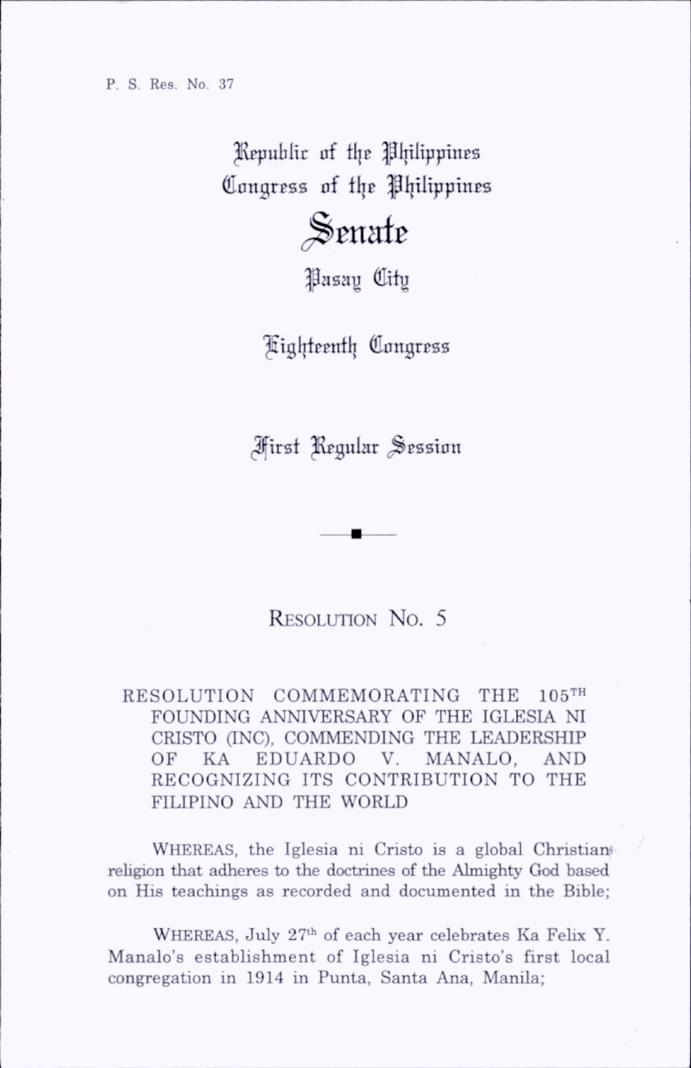P. S. Res. No. 37

Republic of the Philippines
Congress of the Philippines

# Senate

Pasay City

Eighteenth Congress

First Regular Session

---

## RESOLUTION No. 5

**RESOLUTION COMMEMORATING THE 105TH FOUNDING ANNIVERSARY OF THE IGLESIA NI CRISTO (INC), COMMENDING THE LEADERSHIP OF KA EDUARDO V. MANALO, AND RECOGNIZING ITS CONTRIBUTION TO THE FILIPINO AND THE WORLD**

WHEREAS, the Iglesia ni Cristo is a global Christian religion that adheres to the doctrines of the Almighty God based on His teachings as recorded and documented in the Bible;

WHEREAS, July 27th of each year celebrates Ka Felix Y. Manalo's establishment of Iglesia ni Cristo's first local congregation in 1914 in Punta, Santa Ana, Manila;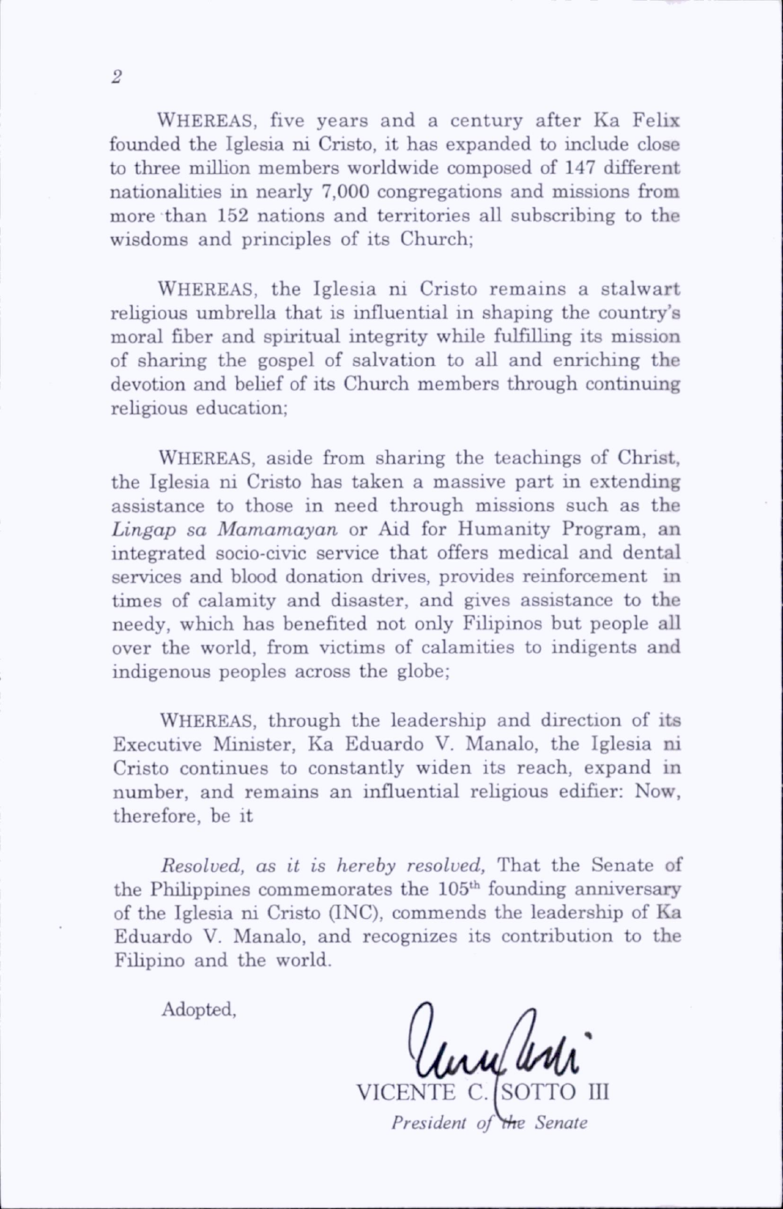WHEREAS, five years and a century after Ka Felix founded the Iglesia ni Cristo, it has expanded to include close to three million members worldwide composed of 147 different nationalities in nearly 7,000 congregations and missions from more than 152 nations and territories all subscribing to the wisdoms and principles of its Church;

WHEREAS, the Iglesia ni Cristo remains a stalwart religious umbrella that is influential in shaping the country's moral fiber and spiritual integrity while fulfilling its mission of sharing the gospel of salvation to all and enriching the devotion and belief of its Church members through continuing religious education;

WHEREAS, aside from sharing the teachings of Christ, the Iglesia ni Cristo has taken a massive part in extending assistance to those in need through missions such as the *Lingap sa Mamamayan* or Aid for Humanity Program, an integrated socio-civic service that offers medical and dental services and blood donation drives, provides reinforcement in times of calamity and disaster, and gives assistance to the needy, which has benefited not only Filipinos but people all over the world, from victims of calamities to indigents and indigenous peoples across the globe;

WHEREAS, through the leadership and direction of its Executive Minister, Ka Eduardo V. Manalo, the Iglesia ni Cristo continues to constantly widen its reach, expand in number, and remains an influential religious edifier: Now, therefore, be it

*Resolved, as it is hereby resolved,* That the Senate of the Philippines commemorates the 105th founding anniversary of the Iglesia ni Cristo (INC), commends the leadership of Ka Eduardo V. Manalo, and recognizes its contribution to the Filipino and the world.

Adopted,

VICENTE C. SOTTO III
*President of the Senate*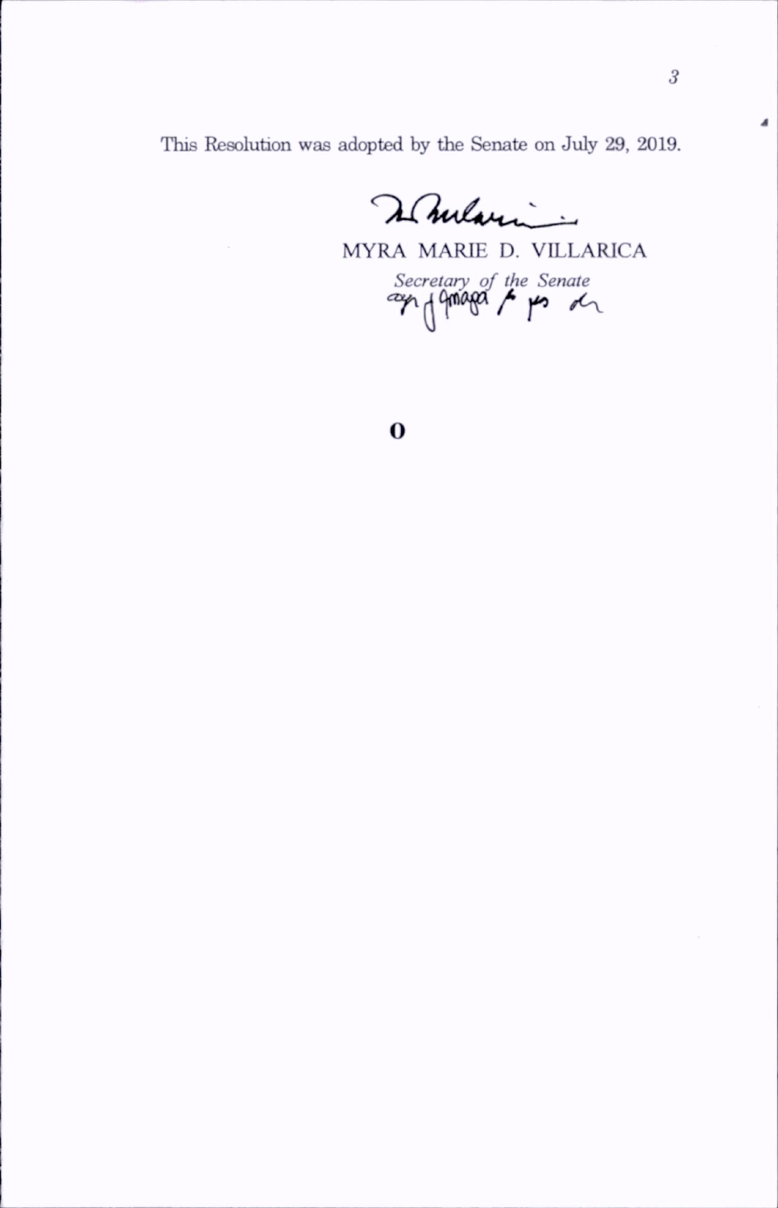This Resolution was adopted by the Senate on July 29, 2019.

MYRA MARIE D. VILLARICA

*Secretary of the Senate*

O